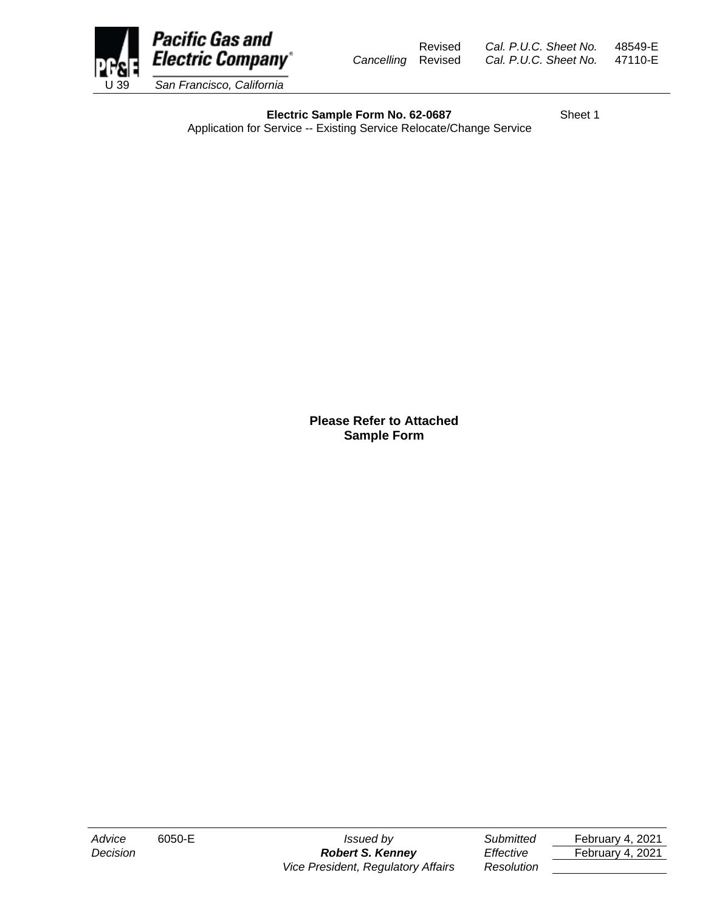Pacific Gas and Electric Company
U 39 San Francisco, California

Revised Cal. P.U.C. Sheet No. 48549-E
Cancelling Revised Cal. P.U.C. Sheet No. 47110-E

**Electric Sample Form No. 62-0687** Sheet 1

Application for Service -- Existing Service Relocate/Change Service

**Please Refer to Attached Sample Form**

| | | | | |
|---|---|---|---|---|
| *Advice* | 6050-E | *Issued by* | *Submitted* | February 4, 2021 |
| *Decision* | | ***Robert S. Kenney*** | *Effective* | February 4, 2021 |
| | | *Vice President, Regulatory Affairs* | *Resolution* | |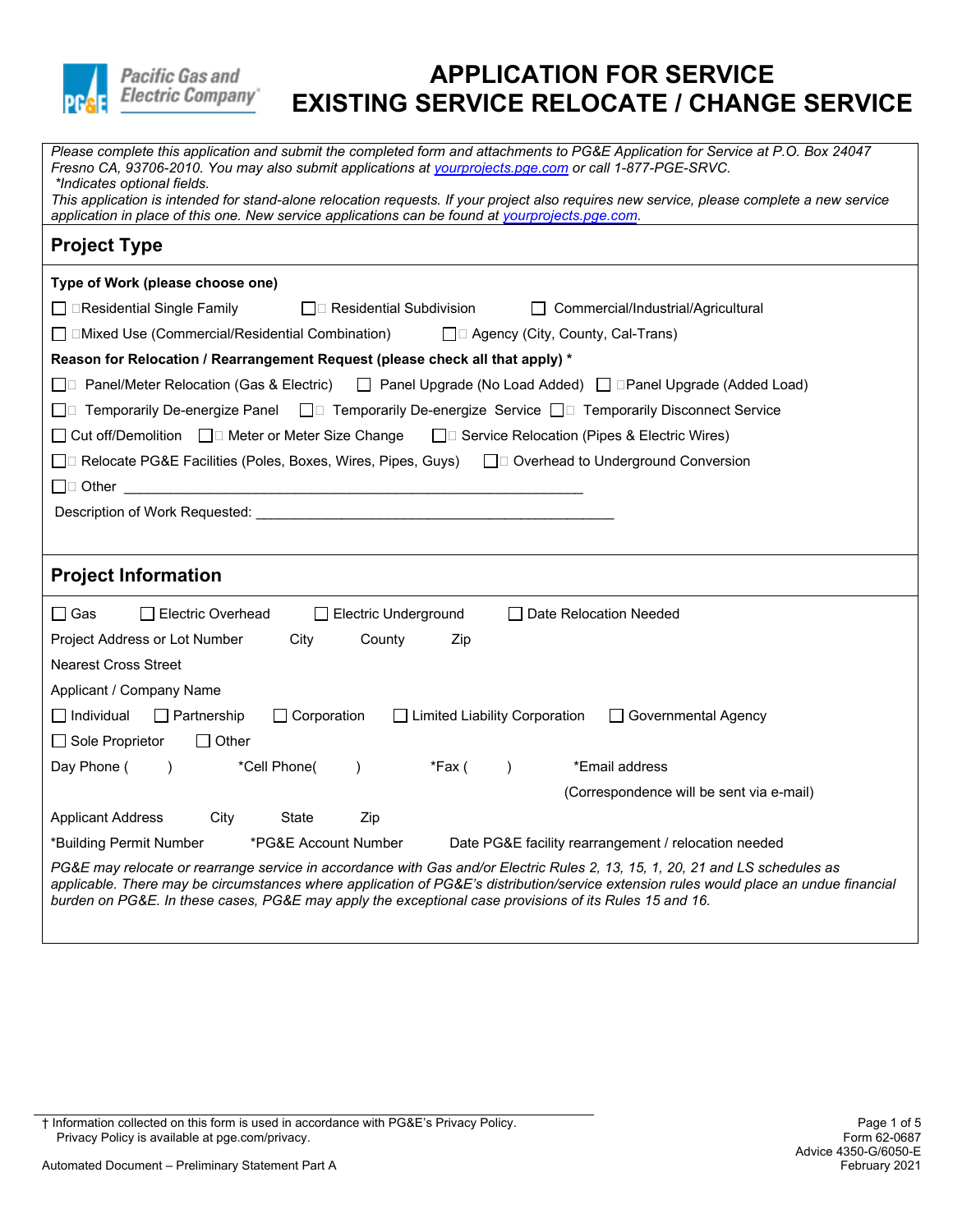# APPLICATION FOR SERVICE
# EXISTING SERVICE RELOCATE / CHANGE SERVICE

*Please complete this application and submit the completed form and attachments to PG&E Application for Service at P.O. Box 24047 Fresno CA, 93706-2010. You may also submit applications at yourprojects.pge.com or call 1-877-PGE-SRVC.*
*\*Indicates optional fields.*
*This application is intended for stand-alone relocation requests. If your project also requires new service, please complete a new service application in place of this one. New service applications can be found at yourprojects.pge.com.*

## Project Type

**Type of Work (please choose one)**

☐ Residential Single Family ☐ Residential Subdivision ☐ Commercial/Industrial/Agricultural

☐ Mixed Use (Commercial/Residential Combination) ☐ Agency (City, County, Cal-Trans)

**Reason for Relocation / Rearrangement Request (please check all that apply) \***

☐ Panel/Meter Relocation (Gas & Electric) ☐ Panel Upgrade (No Load Added) ☐ Panel Upgrade (Added Load)

☐ Temporarily De-energize Panel ☐ Temporarily De-energize Service ☐ Temporarily Disconnect Service

☐ Cut off/Demolition ☐ Meter or Meter Size Change ☐ Service Relocation (Pipes & Electric Wires)

☐ Relocate PG&E Facilities (Poles, Boxes, Wires, Pipes, Guys) ☐ Overhead to Underground Conversion

☐ Other ____________________________________________________________

Description of Work Requested: ______________________________________________

## Project Information

☐ Gas ☐ Electric Overhead ☐ Electric Underground ☐ Date Relocation Needed

Project Address or Lot Number City County Zip

Nearest Cross Street

Applicant / Company Name

☐ Individual ☐ Partnership ☐ Corporation ☐ Limited Liability Corporation ☐ Governmental Agency

☐ Sole Proprietor ☐ Other

Day Phone ( ) \*Cell Phone( ) \*Fax ( ) \*Email address

(Correspondence will be sent via e-mail)

Applicant Address City State Zip

\*Building Permit Number \*PG&E Account Number Date PG&E facility rearrangement / relocation needed

*PG&E may relocate or rearrange service in accordance with Gas and/or Electric Rules 2, 13, 15, 1, 20, 21 and LS schedules as applicable. There may be circumstances where application of PG&E's distribution/service extension rules would place an undue financial burden on PG&E. In these cases, PG&E may apply the exceptional case provisions of its Rules 15 and 16.*

† Information collected on this form is used in accordance with PG&E's Privacy Policy. Privacy Policy is available at pge.com/privacy.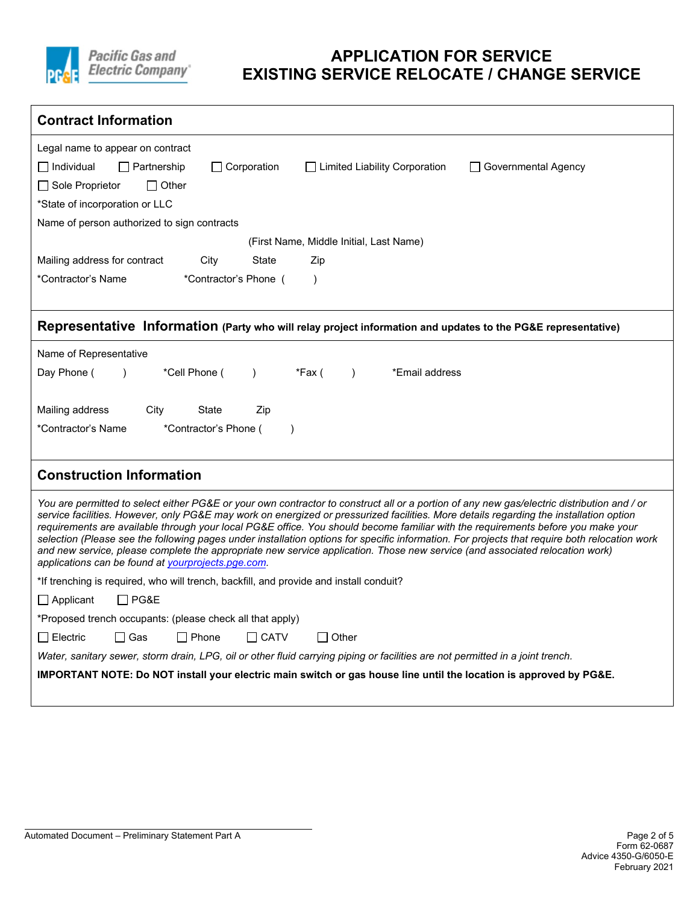# APPLICATION FOR SERVICE
# EXISTING SERVICE RELOCATE / CHANGE SERVICE

## Contract Information

Legal name to appear on contract

☐ Individual ☐ Partnership ☐ Corporation ☐ Limited Liability Corporation ☐ Governmental Agency

☐ Sole Proprietor ☐ Other

*State of incorporation or LLC

Name of person authorized to sign contracts

(First Name, Middle Initial, Last Name)

Mailing address for contract City State Zip

*Contractor's Name *Contractor's Phone ( )

## Representative Information (Party who will relay project information and updates to the PG&E representative)

Name of Representative

Day Phone ( ) *Cell Phone ( ) *Fax ( ) *Email address

Mailing address City State Zip

*Contractor's Name *Contractor's Phone ( )

## Construction Information

*You are permitted to select either PG&E or your own contractor to construct all or a portion of any new gas/electric distribution and / or service facilities. However, only PG&E may work on energized or pressurized facilities. More details regarding the installation option requirements are available through your local PG&E office. You should become familiar with the requirements before you make your selection (Please see the following pages under installation options for specific information. For projects that require both relocation work and new service, please complete the appropriate new service application. Those new service (and associated relocation work) applications can be found at yourprojects.pge.com.*

*If trenching is required, who will trench, backfill, and provide and install conduit?

☐ Applicant ☐ PG&E

*Proposed trench occupants: (please check all that apply)

☐ Electric ☐ Gas ☐ Phone ☐ CATV ☐ Other

*Water, sanitary sewer, storm drain, LPG, oil or other fluid carrying piping or facilities are not permitted in a joint trench.*

**IMPORTANT NOTE: Do NOT install your electric main switch or gas house line until the location is approved by PG&E.**

Automated Document – Preliminary Statement Part A

Form 62-0687
Advice 4350-G/6050-E
February 2021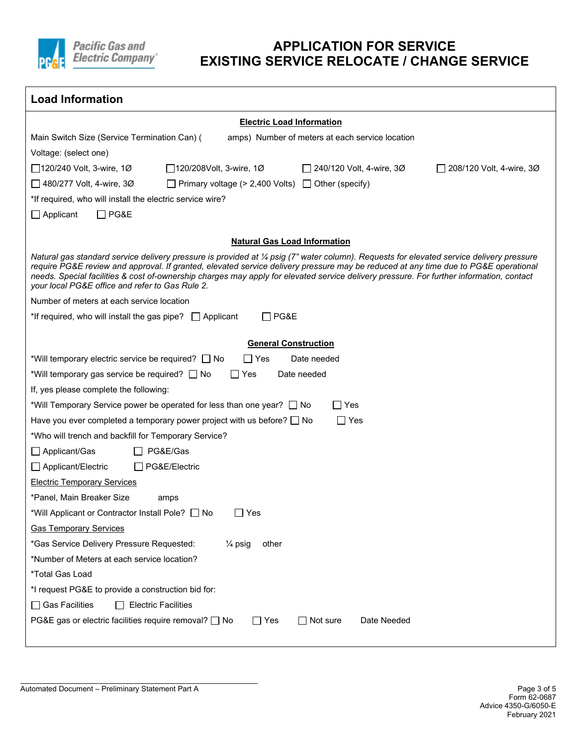# APPLICATION FOR SERVICE
# EXISTING SERVICE RELOCATE / CHANGE SERVICE

## Load Information

**Electric Load Information**

Main Switch Size (Service Termination Can) (        amps) Number of meters at each service location

Voltage: (select one)

☐ 120/240 Volt, 3-wire, 1Ø ☐ 120/208Volt, 3-wire, 1Ø ☐ 240/120 Volt, 4-wire, 3Ø ☐ 208/120 Volt, 4-wire, 3Ø

☐ 480/277 Volt, 4-wire, 3Ø ☐ Primary voltage (> 2,400 Volts) ☐ Other (specify)

*If required, who will install the electric service wire?

☐ Applicant ☐ PG&E

**Natural Gas Load Information**

*Natural gas standard service delivery pressure is provided at ¼ psig (7" water column). Requests for elevated service delivery pressure require PG&E review and approval. If granted, elevated service delivery pressure may be reduced at any time due to PG&E operational needs. Special facilities & cost of-ownership charges may apply for elevated service delivery pressure. For further information, contact your local PG&E office and refer to Gas Rule 2.*

Number of meters at each service location

*If required, who will install the gas pipe? ☐ Applicant ☐ PG&E

**General Construction**

*Will temporary electric service be required? ☐ No ☐ Yes Date needed

*Will temporary gas service be required? ☐ No ☐ Yes Date needed

If, yes please complete the following:

*Will Temporary Service power be operated for less than one year? ☐ No ☐ Yes

Have you ever completed a temporary power project with us before? ☐ No ☐ Yes

*Who will trench and backfill for Temporary Service?

☐ Applicant/Gas ☐ PG&E/Gas

☐ Applicant/Electric ☐ PG&E/Electric

Electric Temporary Services

*Panel, Main Breaker Size        amps

*Will Applicant or Contractor Install Pole? ☐ No ☐ Yes

Gas Temporary Services

*Gas Service Delivery Pressure Requested:        ¼ psig    other

*Number of Meters at each service location?

*Total Gas Load

*I request PG&E to provide a construction bid for:

☐ Gas Facilities ☐ Electric Facilities

PG&E gas or electric facilities require removal? ☐ No ☐ Yes ☐ Not sure Date Needed

Automated Document – Preliminary Statement Part A

Form 62-0687
Advice 4350-G/6050-E
February 2021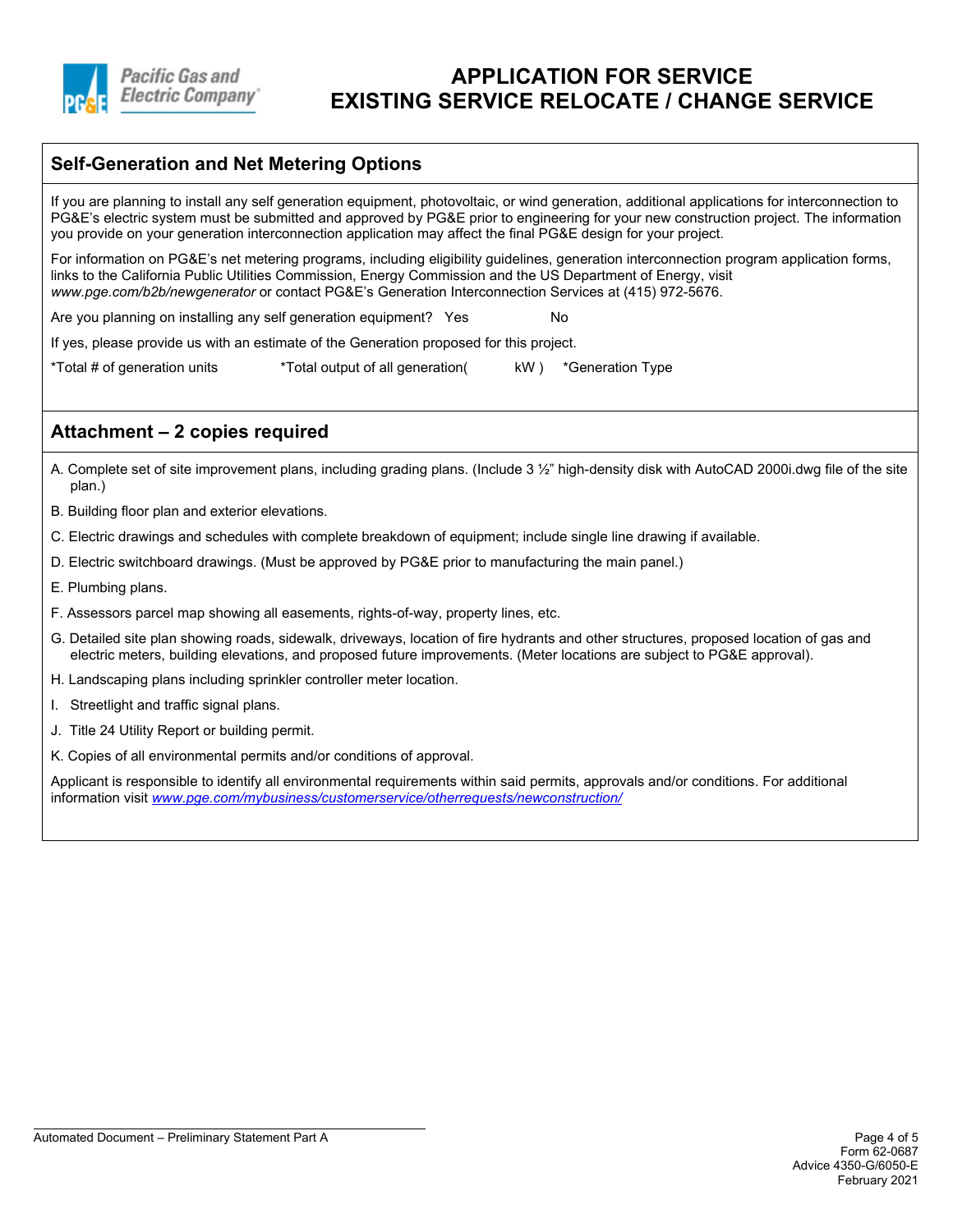# APPLICATION FOR SERVICE
# EXISTING SERVICE RELOCATE / CHANGE SERVICE

## Self-Generation and Net Metering Options

If you are planning to install any self generation equipment, photovoltaic, or wind generation, additional applications for interconnection to PG&E's electric system must be submitted and approved by PG&E prior to engineering for your new construction project. The information you provide on your generation interconnection application may affect the final PG&E design for your project.

For information on PG&E's net metering programs, including eligibility guidelines, generation interconnection program application forms, links to the California Public Utilities Commission, Energy Commission and the US Department of Energy, visit *www.pge.com/b2b/newgenerator* or contact PG&E's Generation Interconnection Services at (415) 972-5676.

Are you planning on installing any self generation equipment? Yes No

If yes, please provide us with an estimate of the Generation proposed for this project.

*Total # of generation units *Total output of all generation( kW ) *Generation Type

## Attachment – 2 copies required

A. Complete set of site improvement plans, including grading plans. (Include 3 ½" high-density disk with AutoCAD 2000i.dwg file of the site plan.)

B. Building floor plan and exterior elevations.

C. Electric drawings and schedules with complete breakdown of equipment; include single line drawing if available.

D. Electric switchboard drawings. (Must be approved by PG&E prior to manufacturing the main panel.)

E. Plumbing plans.

F. Assessors parcel map showing all easements, rights-of-way, property lines, etc.

G. Detailed site plan showing roads, sidewalk, driveways, location of fire hydrants and other structures, proposed location of gas and electric meters, building elevations, and proposed future improvements. (Meter locations are subject to PG&E approval).

H. Landscaping plans including sprinkler controller meter location.

I. Streetlight and traffic signal plans.

J. Title 24 Utility Report or building permit.

K. Copies of all environmental permits and/or conditions of approval.

Applicant is responsible to identify all environmental requirements within said permits, approvals and/or conditions. For additional information visit *www.pge.com/mybusiness/customerservice/otherrequests/newconstruction/*

Automated Document – Preliminary Statement Part A

Form 62-0687
Advice 4350-G/6050-E
February 2021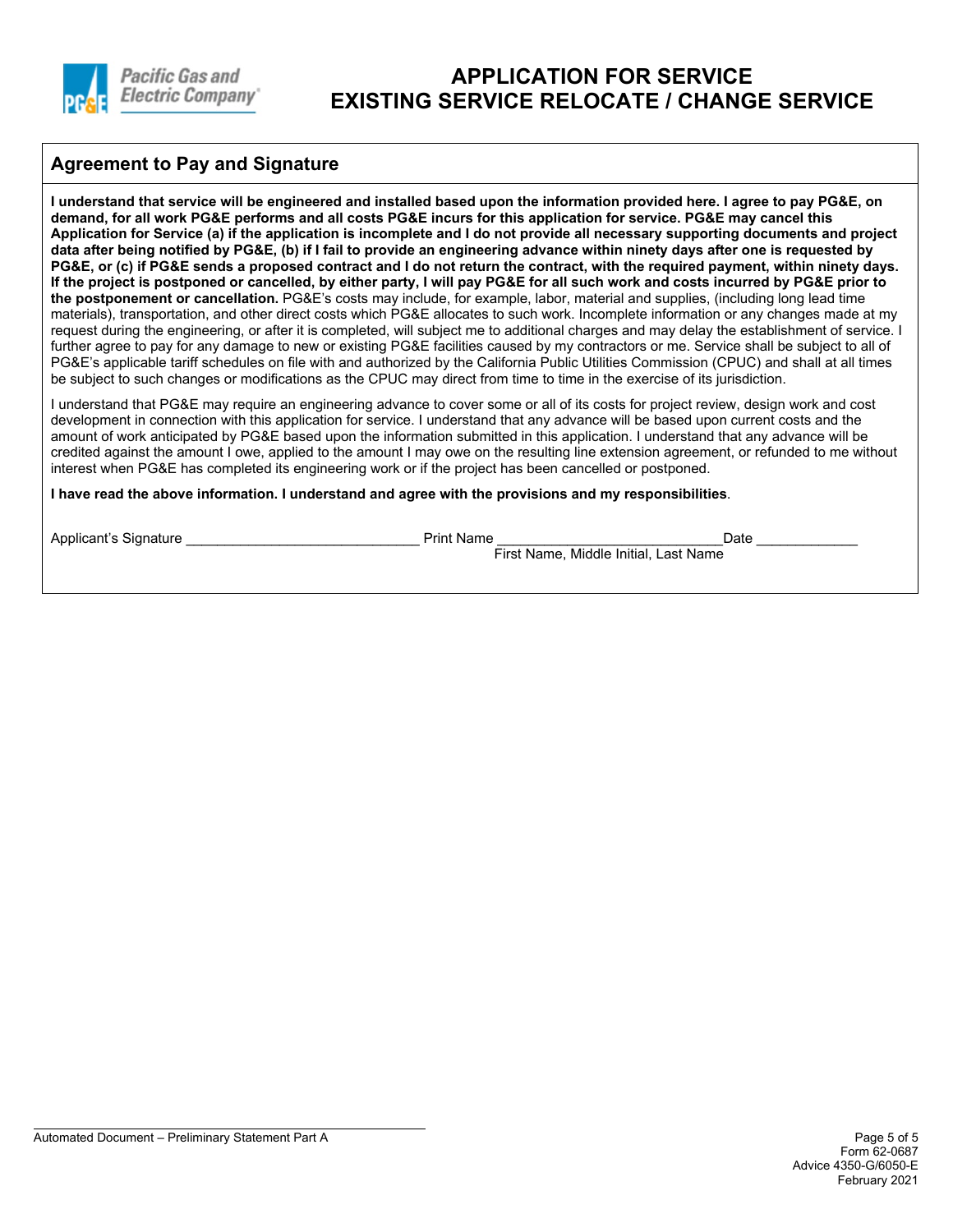# APPLICATION FOR SERVICE
# EXISTING SERVICE RELOCATE / CHANGE SERVICE

## Agreement to Pay and Signature

**I understand that service will be engineered and installed based upon the information provided here. I agree to pay PG&E, on demand, for all work PG&E performs and all costs PG&E incurs for this application for service. PG&E may cancel this Application for Service (a) if the application is incomplete and I do not provide all necessary supporting documents and project data after being notified by PG&E, (b) if I fail to provide an engineering advance within ninety days after one is requested by PG&E, or (c) if PG&E sends a proposed contract and I do not return the contract, with the required payment, within ninety days. If the project is postponed or cancelled, by either party, I will pay PG&E for all such work and costs incurred by PG&E prior to the postponement or cancellation.** PG&E's costs may include, for example, labor, material and supplies, (including long lead time materials), transportation, and other direct costs which PG&E allocates to such work. Incomplete information or any changes made at my request during the engineering, or after it is completed, will subject me to additional charges and may delay the establishment of service. I further agree to pay for any damage to new or existing PG&E facilities caused by my contractors or me. Service shall be subject to all of PG&E's applicable tariff schedules on file with and authorized by the California Public Utilities Commission (CPUC) and shall at all times be subject to such changes or modifications as the CPUC may direct from time to time in the exercise of its jurisdiction.

I understand that PG&E may require an engineering advance to cover some or all of its costs for project review, design work and cost development in connection with this application for service. I understand that any advance will be based upon current costs and the amount of work anticipated by PG&E based upon the information submitted in this application. I understand that any advance will be credited against the amount I owe, applied to the amount I may owe on the resulting line extension agreement, or refunded to me without interest when PG&E has completed its engineering work or if the project has been cancelled or postponed.

**I have read the above information. I understand and agree with the provisions and my responsibilities**.

Applicant's Signature ______________________________ Print Name ______________________________ Date _____________

First Name, Middle Initial, Last Name

Automated Document – Preliminary Statement Part A

Form 62-0687
Advice 4350-G/6050-E
February 2021